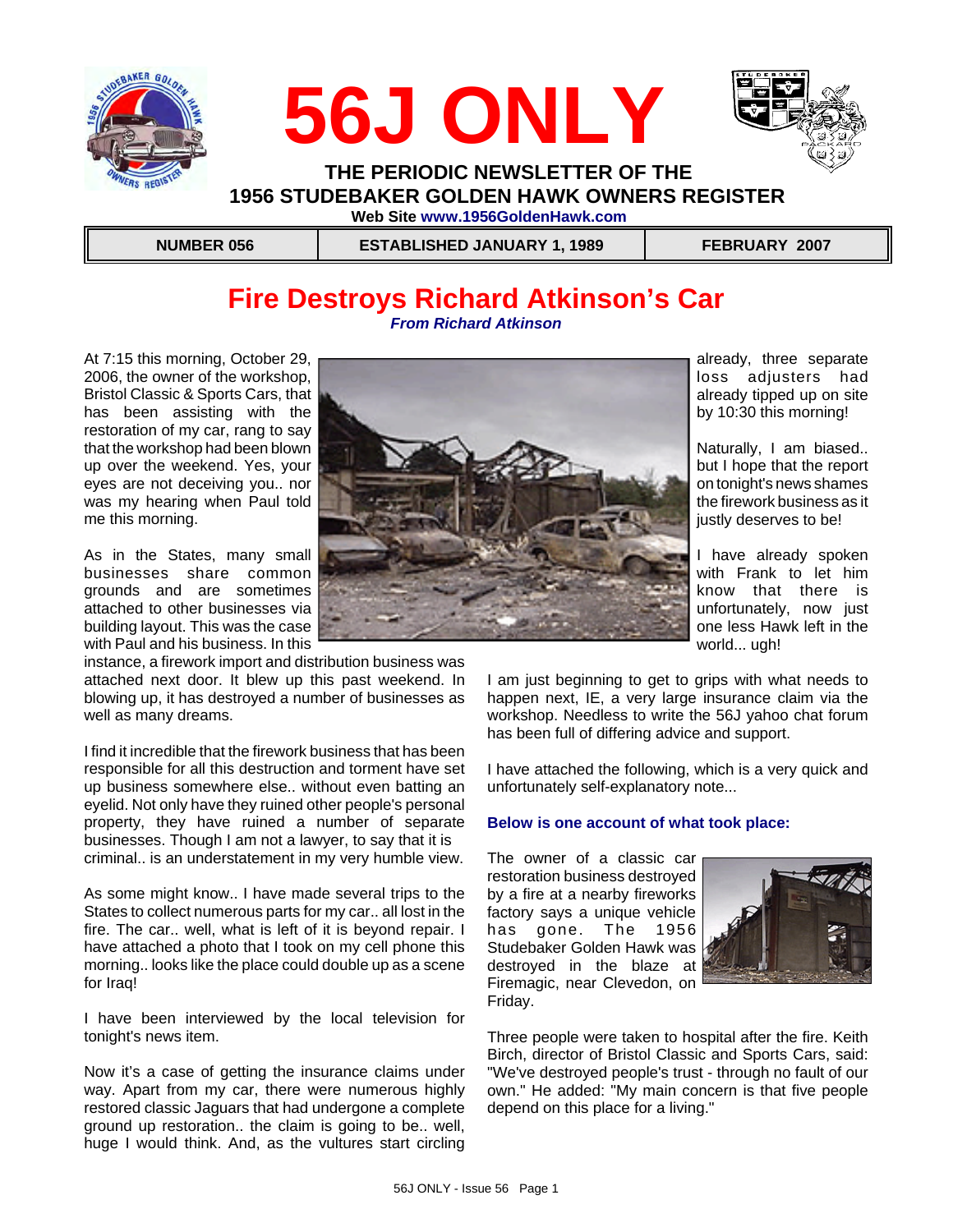# 56J ONLY

**THE PERIODIC NEWSLETTER OF THE 1956 STUDEBAKER GOLDEN HAWK OWNERS REGISTER**

**Web Site www.1956GoldenHawk.com**

| NUMBER 056 | ESTABLISHED JANUARY 1, 1989 | FEBRUARY 2007 |
|---|---|---|

## Fire Destroys Richard Atkinson's Car

***From Richard Atkinson***

At 7:15 this morning, October 29, 2006, the owner of the workshop, Bristol Classic & Sports Cars, that has been assisting with the restoration of my car, rang to say that the workshop had been blown up over the weekend. Yes, your eyes are not deceiving you.. nor was my hearing when Paul told me this morning.

As in the States, many small businesses share common grounds and are sometimes attached to other businesses via building layout. This was the case with Paul and his business. In this instance, a firework import and distribution business was attached next door. It blew up this past weekend. In blowing up, it has destroyed a number of businesses as well as many dreams.

I find it incredible that the firework business that has been responsible for all this destruction and torment have set up business somewhere else.. without even batting an eyelid. Not only have they ruined other people's personal property, they have ruined a number of separate businesses. Though I am not a lawyer, to say that it is criminal.. is an understatement in my very humble view.

As some might know.. I have made several trips to the States to collect numerous parts for my car.. all lost in the fire. The car.. well, what is left of it is beyond repair. I have attached a photo that I took on my cell phone this morning.. looks like the place could double up as a scene for Iraq!

I have been interviewed by the local television for tonight's news item.

Now it's a case of getting the insurance claims under way. Apart from my car, there were numerous highly restored classic Jaguars that had undergone a complete ground up restoration.. the claim is going to be.. well, huge I would think. And, as the vultures start circling already, three separate loss adjusters had already tipped up on site by 10:30 this morning!

Naturally, I am biased.. but I hope that the report on tonight's news shames the firework business as it justly deserves to be!

I have already spoken with Frank to let him know that there is unfortunately, now just one less Hawk left in the world... ugh!

I am just beginning to get to grips with what needs to happen next, IE, a very large insurance claim via the workshop. Needless to write the 56J yahoo chat forum has been full of differing advice and support.

I have attached the following, which is a very quick and unfortunately self-explanatory note...

**Below is one account of what took place:**

The owner of a classic car restoration business destroyed by a fire at a nearby fireworks factory says a unique vehicle has gone. The 1956 Studebaker Golden Hawk was destroyed in the blaze at Firemagic, near Clevedon, on Friday.

Three people were taken to hospital after the fire. Keith Birch, director of Bristol Classic and Sports Cars, said: "We've destroyed people's trust - through no fault of our own." He added: "My main concern is that five people depend on this place for a living."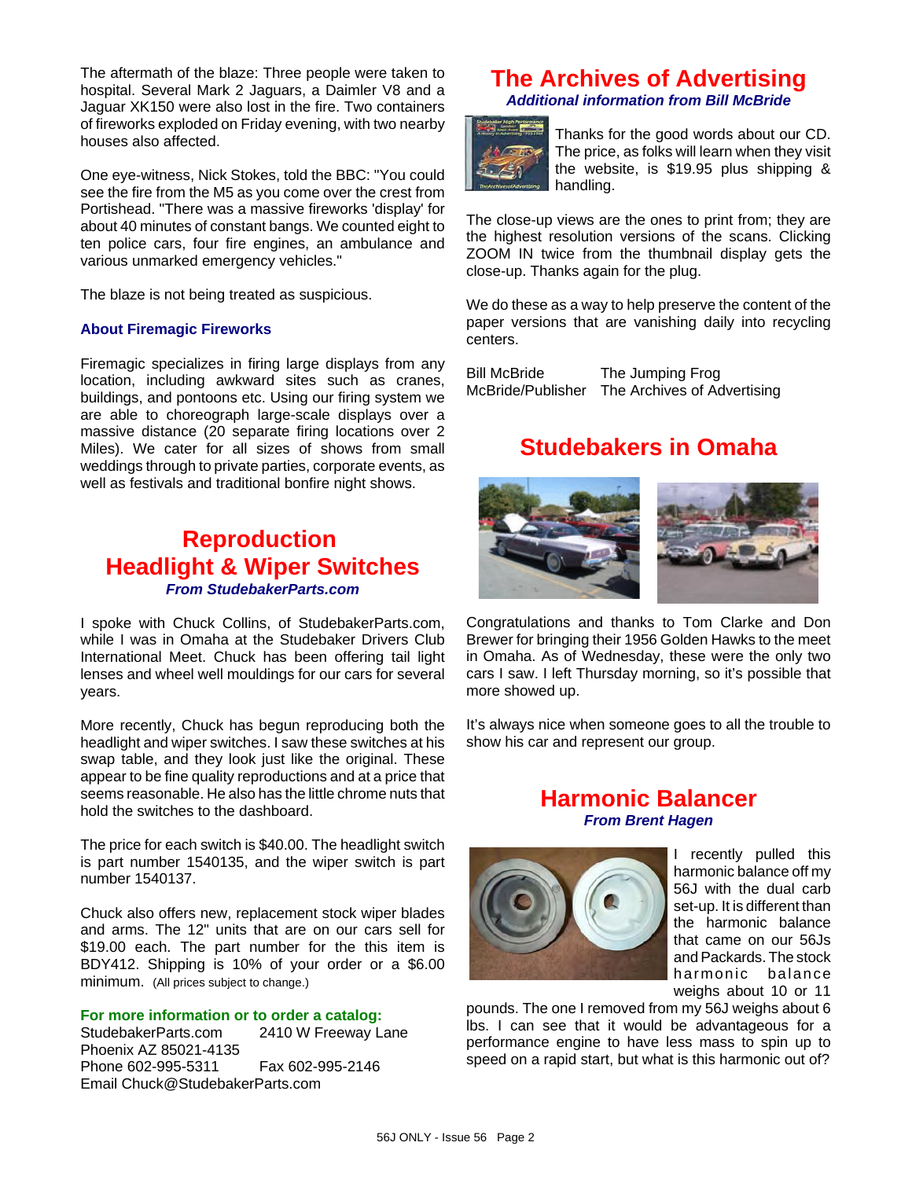The aftermath of the blaze: Three people were taken to hospital. Several Mark 2 Jaguars, a Daimler V8 and a Jaguar XK150 were also lost in the fire. Two containers of fireworks exploded on Friday evening, with two nearby houses also affected.

One eye-witness, Nick Stokes, told the BBC: "You could see the fire from the M5 as you come over the crest from Portishead. "There was a massive fireworks 'display' for about 40 minutes of constant bangs. We counted eight to ten police cars, four fire engines, an ambulance and various unmarked emergency vehicles."

The blaze is not being treated as suspicious.

### About Firemagic Fireworks

Firemagic specializes in firing large displays from any location, including awkward sites such as cranes, buildings, and pontoons etc. Using our firing system we are able to choreograph large-scale displays over a massive distance (20 separate firing locations over 2 Miles). We cater for all sizes of shows from small weddings through to private parties, corporate events, as well as festivals and traditional bonfire night shows.

## Reproduction Headlight & Wiper Switches

*From StudebakerParts.com*

I spoke with Chuck Collins, of StudebakerParts.com, while I was in Omaha at the Studebaker Drivers Club International Meet. Chuck has been offering tail light lenses and wheel well mouldings for our cars for several years.

More recently, Chuck has begun reproducing both the headlight and wiper switches. I saw these switches at his swap table, and they look just like the original. These appear to be fine quality reproductions and at a price that seems reasonable. He also has the little chrome nuts that hold the switches to the dashboard.

The price for each switch is $40.00. The headlight switch is part number 1540135, and the wiper switch is part number 1540137.

Chuck also offers new, replacement stock wiper blades and arms. The 12" units that are on our cars sell for $19.00 each. The part number for the this item is BDY412. Shipping is 10% of your order or a $6.00 minimum. (All prices subject to change.)

**For more information or to order a catalog:**
StudebakerParts.com 2410 W Freeway Lane
Phoenix AZ 85021-4135
Phone 602-995-5311 Fax 602-995-2146
Email Chuck@StudebakerParts.com

## The Archives of Advertising

*Additional information from Bill McBride*

Thanks for the good words about our CD. The price, as folks will learn when they visit the website, is $19.95 plus shipping & handling.

The close-up views are the ones to print from; they are the highest resolution versions of the scans. Clicking ZOOM IN twice from the thumbnail display gets the close-up. Thanks again for the plug.

We do these as a way to help preserve the content of the paper versions that are vanishing daily into recycling centers.

Bill McBride The Jumping Frog
McBride/Publisher The Archives of Advertising

## Studebakers in Omaha

Congratulations and thanks to Tom Clarke and Don Brewer for bringing their 1956 Golden Hawks to the meet in Omaha. As of Wednesday, these were the only two cars I saw. I left Thursday morning, so it's possible that more showed up.

It's always nice when someone goes to all the trouble to show his car and represent our group.

## Harmonic Balancer

*From Brent Hagen*

I recently pulled this harmonic balance off my 56J with the dual carb set-up. It is different than the harmonic balance that came on our 56Js and Packards. The stock harmonic balance weighs about 10 or 11 pounds. The one I removed from my 56J weighs about 6 lbs. I can see that it would be advantageous for a performance engine to have less mass to spin up to speed on a rapid start, but what is this harmonic out of?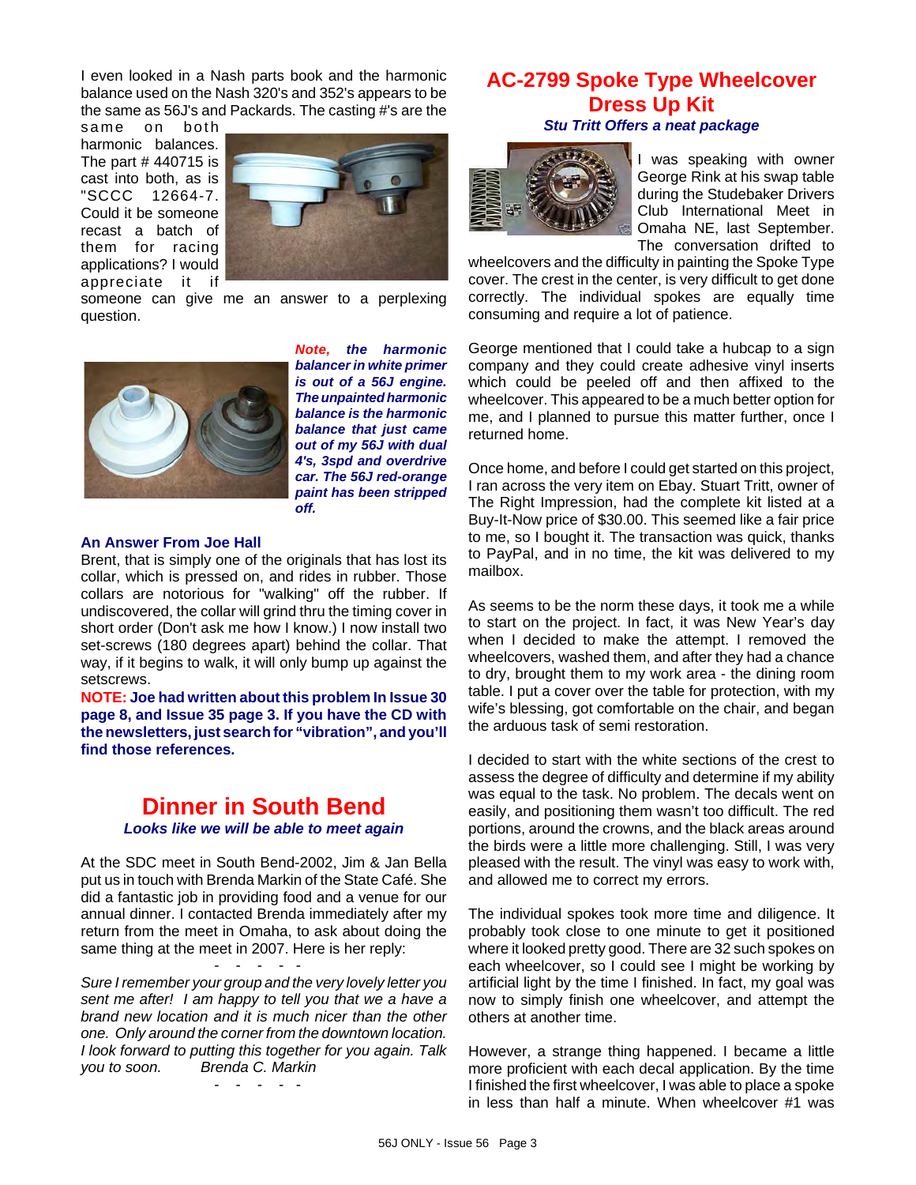I even looked in a Nash parts book and the harmonic balance used on the Nash 320's and 352's appears to be the same as 56J's and Packards. The casting #'s are the same on both harmonic balances. The part # 440715 is cast into both, as is "SCCC 12664-7. Could it be someone recast a batch of them for racing applications? I would appreciate it if someone can give me an answer to a perplexing question.

***Note, the harmonic balancer in white primer is out of a 56J engine. The unpainted harmonic balance is the harmonic balance that just came out of my 56J with dual 4's, 3spd and overdrive car. The 56J red-orange paint has been stripped off.***

**An Answer From Joe Hall**

Brent, that is simply one of the originals that has lost its collar, which is pressed on, and rides in rubber. Those collars are notorious for "walking" off the rubber. If undiscovered, the collar will grind thru the timing cover in short order (Don't ask me how I know.) I now install two set-screws (180 degrees apart) behind the collar. That way, if it begins to walk, it will only bump up against the setscrews.

**NOTE: Joe had written about this problem In Issue 30 page 8, and Issue 35 page 3. If you have the CD with the newsletters, just search for "vibration", and you'll find those references.**

# Dinner in South Bend

***Looks like we will be able to meet again***

At the SDC meet in South Bend-2002, Jim & Jan Bella put us in touch with Brenda Markin of the State Café. She did a fantastic job in providing food and a venue for our annual dinner. I contacted Brenda immediately after my return from the meet in Omaha, to ask about doing the same thing at the meet in 2007. Here is her reply:

\- - - - -

*Sure I remember your group and the very lovely letter you sent me after! I am happy to tell you that we a have a brand new location and it is much nicer than the other one. Only around the corner from the downtown location. I look forward to putting this together for you again. Talk you to soon.* Brenda C. Markin

\- - - - -

# AC-2799 Spoke Type Wheelcover Dress Up Kit

***Stu Tritt Offers a neat package***

I was speaking with owner George Rink at his swap table during the Studebaker Drivers Club International Meet in Omaha NE, last September. The conversation drifted to wheelcovers and the difficulty in painting the Spoke Type cover. The crest in the center, is very difficult to get done correctly. The individual spokes are equally time consuming and require a lot of patience.

George mentioned that I could take a hubcap to a sign company and they could create adhesive vinyl inserts which could be peeled off and then affixed to the wheelcover. This appeared to be a much better option for me, and I planned to pursue this matter further, once I returned home.

Once home, and before I could get started on this project, I ran across the very item on Ebay. Stuart Tritt, owner of The Right Impression, had the complete kit listed at a Buy-It-Now price of $30.00. This seemed like a fair price to me, so I bought it. The transaction was quick, thanks to PayPal, and in no time, the kit was delivered to my mailbox.

As seems to be the norm these days, it took me a while to start on the project. In fact, it was New Year's day when I decided to make the attempt. I removed the wheelcovers, washed them, and after they had a chance to dry, brought them to my work area - the dining room table. I put a cover over the table for protection, with my wife's blessing, got comfortable on the chair, and began the arduous task of semi restoration.

I decided to start with the white sections of the crest to assess the degree of difficulty and determine if my ability was equal to the task. No problem. The decals went on easily, and positioning them wasn't too difficult. The red portions, around the crowns, and the black areas around the birds were a little more challenging. Still, I was very pleased with the result. The vinyl was easy to work with, and allowed me to correct my errors.

The individual spokes took more time and diligence. It probably took close to one minute to get it positioned where it looked pretty good. There are 32 such spokes on each wheelcover, so I could see I might be working by artificial light by the time I finished. In fact, my goal was now to simply finish one wheelcover, and attempt the others at another time.

However, a strange thing happened. I became a little more proficient with each decal application. By the time I finished the first wheelcover, I was able to place a spoke in less than half a minute. When wheelcover #1 was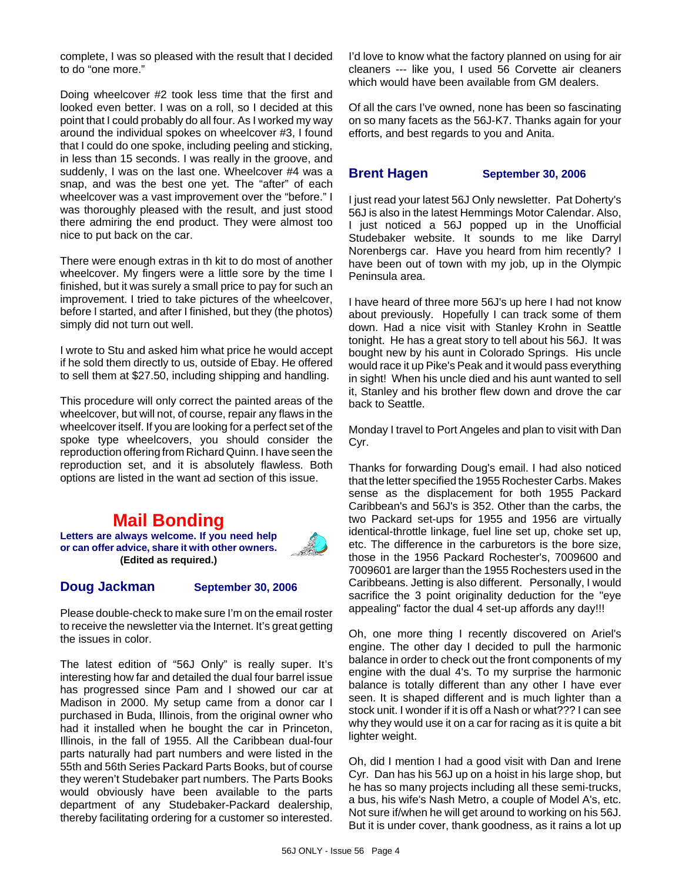complete, I was so pleased with the result that I decided to do "one more."

Doing wheelcover #2 took less time that the first and looked even better. I was on a roll, so I decided at this point that I could probably do all four. As I worked my way around the individual spokes on wheelcover #3, I found that I could do one spoke, including peeling and sticking, in less than 15 seconds. I was really in the groove, and suddenly, I was on the last one. Wheelcover #4 was a snap, and was the best one yet. The "after" of each wheelcover was a vast improvement over the "before." I was thoroughly pleased with the result, and just stood there admiring the end product. They were almost too nice to put back on the car.

There were enough extras in th kit to do most of another wheelcover. My fingers were a little sore by the time I finished, but it was surely a small price to pay for such an improvement. I tried to take pictures of the wheelcover, before I started, and after I finished, but they (the photos) simply did not turn out well.

I wrote to Stu and asked him what price he would accept if he sold them directly to us, outside of Ebay. He offered to sell them at $27.50, including shipping and handling.

This procedure will only correct the painted areas of the wheelcover, but will not, of course, repair any flaws in the wheelcover itself. If you are looking for a perfect set of the spoke type wheelcovers, you should consider the reproduction offering from Richard Quinn. I have seen the reproduction set, and it is absolutely flawless. Both options are listed in the want ad section of this issue.

# Mail Bonding

**Letters are always welcome. If you need help or can offer advice, share it with other owners.**
**(Edited as required.)**

## Doug Jackman — September 30, 2006

Please double-check to make sure I'm on the email roster to receive the newsletter via the Internet. It's great getting the issues in color.

The latest edition of "56J Only" is really super. It's interesting how far and detailed the dual four barrel issue has progressed since Pam and I showed our car at Madison in 2000. My setup came from a donor car I purchased in Buda, Illinois, from the original owner who had it installed when he bought the car in Princeton, Illinois, in the fall of 1955. All the Caribbean dual-four parts naturally had part numbers and were listed in the 55th and 56th Series Packard Parts Books, but of course they weren't Studebaker part numbers. The Parts Books would obviously have been available to the parts department of any Studebaker-Packard dealership, thereby facilitating ordering for a customer so interested.

I'd love to know what the factory planned on using for air cleaners --- like you, I used 56 Corvette air cleaners which would have been available from GM dealers.

Of all the cars I've owned, none has been so fascinating on so many facets as the 56J-K7. Thanks again for your efforts, and best regards to you and Anita.

## Brent Hagen — September 30, 2006

I just read your latest 56J Only newsletter. Pat Doherty's 56J is also in the latest Hemmings Motor Calendar. Also, I just noticed a 56J popped up in the Unofficial Studebaker website. It sounds to me like Darryl Norenbergs car. Have you heard from him recently? I have been out of town with my job, up in the Olympic Peninsula area.

I have heard of three more 56J's up here I had not know about previously. Hopefully I can track some of them down. Had a nice visit with Stanley Krohn in Seattle tonight. He has a great story to tell about his 56J. It was bought new by his aunt in Colorado Springs. His uncle would race it up Pike's Peak and it would pass everything in sight! When his uncle died and his aunt wanted to sell it, Stanley and his brother flew down and drove the car back to Seattle.

Monday I travel to Port Angeles and plan to visit with Dan Cyr.

Thanks for forwarding Doug's email. I had also noticed that the letter specified the 1955 Rochester Carbs. Makes sense as the displacement for both 1955 Packard Caribbean's and 56J's is 352. Other than the carbs, the two Packard set-ups for 1955 and 1956 are virtually identical-throttle linkage, fuel line set up, choke set up, etc. The difference in the carburetors is the bore size, those in the 1956 Packard Rochester's, 7009600 and 7009601 are larger than the 1955 Rochesters used in the Caribbeans. Jetting is also different. Personally, I would sacrifice the 3 point originality deduction for the "eye appealing" factor the dual 4 set-up affords any day!!!

Oh, one more thing I recently discovered on Ariel's engine. The other day I decided to pull the harmonic balance in order to check out the front components of my engine with the dual 4's. To my surprise the harmonic balance is totally different than any other I have ever seen. It is shaped different and is much lighter than a stock unit. I wonder if it is off a Nash or what??? I can see why they would use it on a car for racing as it is quite a bit lighter weight.

Oh, did I mention I had a good visit with Dan and Irene Cyr. Dan has his 56J up on a hoist in his large shop, but he has so many projects including all these semi-trucks, a bus, his wife's Nash Metro, a couple of Model A's, etc. Not sure if/when he will get around to working on his 56J. But it is under cover, thank goodness, as it rains a lot up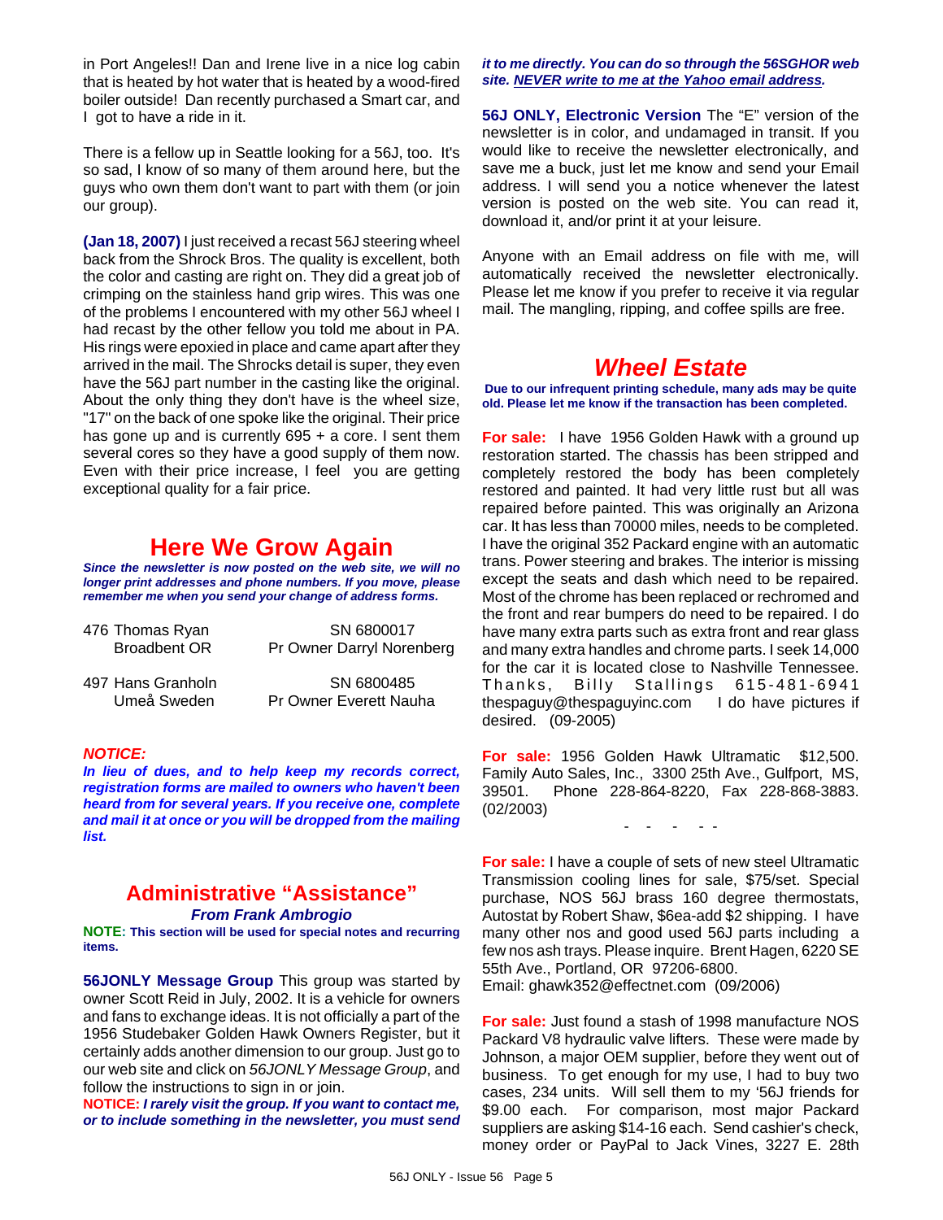in Port Angeles!! Dan and Irene live in a nice log cabin that is heated by hot water that is heated by a wood-fired boiler outside! Dan recently purchased a Smart car, and I got to have a ride in it.

There is a fellow up in Seattle looking for a 56J, too. It's so sad, I know of so many of them around here, but the guys who own them don't want to part with them (or join our group).

**(Jan 18, 2007)** I just received a recast 56J steering wheel back from the Shrock Bros. The quality is excellent, both the color and casting are right on. They did a great job of crimping on the stainless hand grip wires. This was one of the problems I encountered with my other 56J wheel I had recast by the other fellow you told me about in PA. His rings were epoxied in place and came apart after they arrived in the mail. The Shrocks detail is super, they even have the 56J part number in the casting like the original. About the only thing they don't have is the wheel size, "17" on the back of one spoke like the original. Their price has gone up and is currently 695 + a core. I sent them several cores so they have a good supply of them now. Even with their price increase, I feel you are getting exceptional quality for a fair price.

## Here We Grow Again

***Since the newsletter is now posted on the web site, we will no longer print addresses and phone numbers. If you move, please remember me when you send your change of address forms.***

| | |
|---|---|
| 476 Thomas Ryan<br>Broadbent OR | SN 6800017<br>Pr Owner Darryl Norenberg |
| 497 Hans Granholn<br>Umeå Sweden | SN 6800485<br>Pr Owner Everett Nauha |

***NOTICE:***
***In lieu of dues, and to help keep my records correct, registration forms are mailed to owners who haven't been heard from for several years. If you receive one, complete and mail it at once or you will be dropped from the mailing list.***

## Administrative "Assistance"

***From Frank Ambrogio***

**NOTE: This section will be used for special notes and recurring items.**

**56JONLY Message Group** This group was started by owner Scott Reid in July, 2002. It is a vehicle for owners and fans to exchange ideas. It is not officially a part of the 1956 Studebaker Golden Hawk Owners Register, but it certainly adds another dimension to our group. Just go to our web site and click on *56JONLY Message Group*, and follow the instructions to sign in or join.

**NOTICE:** ***I rarely visit the group. If you want to contact me, or to include something in the newsletter, you must send it to me directly. You can do so through the 56SGHOR web site. NEVER write to me at the Yahoo email address.***

**56J ONLY, Electronic Version** The "E" version of the newsletter is in color, and undamaged in transit. If you would like to receive the newsletter electronically, and save me a buck, just let me know and send your Email address. I will send you a notice whenever the latest version is posted on the web site. You can read it, download it, and/or print it at your leisure.

Anyone with an Email address on file with me, will automatically received the newsletter electronically. Please let me know if you prefer to receive it via regular mail. The mangling, ripping, and coffee spills are free.

## *Wheel Estate*

**Due to our infrequent printing schedule, many ads may be quite old. Please let me know if the transaction has been completed.**

**For sale:** I have 1956 Golden Hawk with a ground up restoration started. The chassis has been stripped and completely restored the body has been completely restored and painted. It had very little rust but all was repaired before painted. This was originally an Arizona car. It has less than 70000 miles, needs to be completed. I have the original 352 Packard engine with an automatic trans. Power steering and brakes. The interior is missing except the seats and dash which need to be repaired. Most of the chrome has been replaced or rechromed and the front and rear bumpers do need to be repaired. I do have many extra parts such as extra front and rear glass and many extra handles and chrome parts. I seek 14,000 for the car it is located close to Nashville Tennessee. Thanks, Billy Stallings 615-481-6941 thespaguy@thespaguyinc.com I do have pictures if desired. (09-2005)

**For sale:** 1956 Golden Hawk Ultramatic $12,500. Family Auto Sales, Inc., 3300 25th Ave., Gulfport, MS, 39501. Phone 228-864-8220, Fax 228-868-3883. (02/2003)

- - - - -

**For sale:** I have a couple of sets of new steel Ultramatic Transmission cooling lines for sale, $75/set. Special purchase, NOS 56J brass 160 degree thermostats, Autostat by Robert Shaw, $6ea-add $2 shipping. I have many other nos and good used 56J parts including a few nos ash trays. Please inquire. Brent Hagen, 6220 SE 55th Ave., Portland, OR 97206-6800.
Email: ghawk352@effectnet.com (09/2006)

**For sale:** Just found a stash of 1998 manufacture NOS Packard V8 hydraulic valve lifters. These were made by Johnson, a major OEM supplier, before they went out of business. To get enough for my use, I had to buy two cases, 234 units. Will sell them to my '56J friends for $9.00 each. For comparison, most major Packard suppliers are asking $14-16 each. Send cashier's check, money order or PayPal to Jack Vines, 3227 E. 28th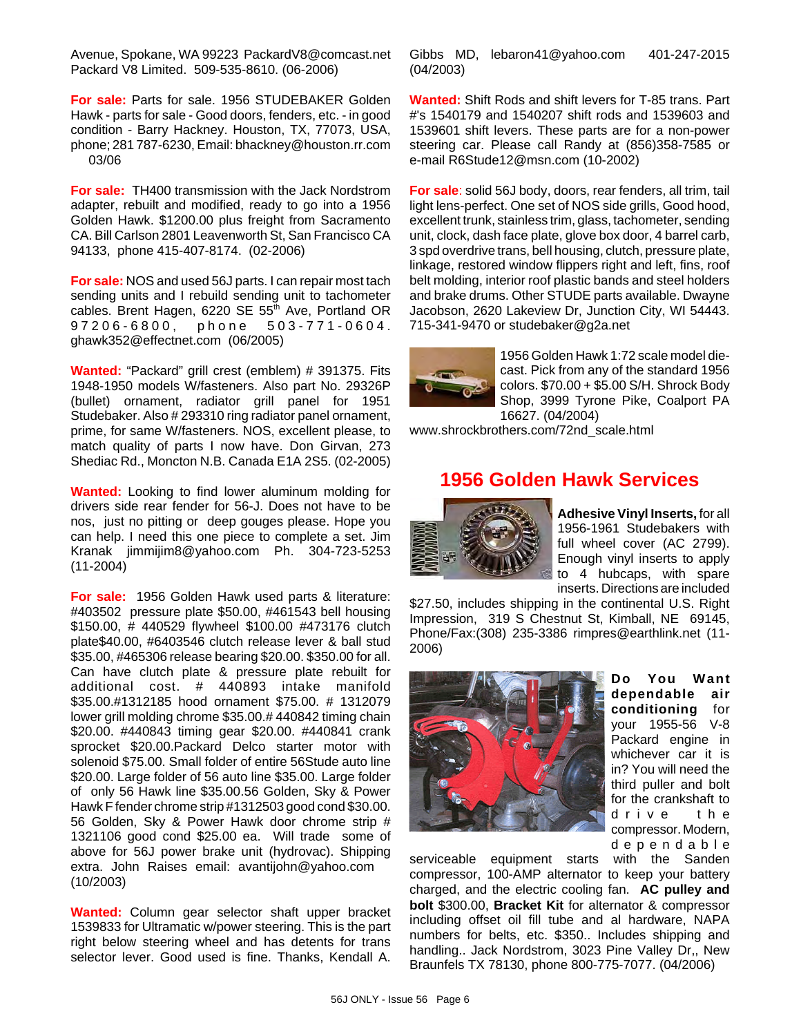Avenue, Spokane, WA 99223 PackardV8@comcast.net Packard V8 Limited. 509-535-8610. (06-2006)

**For sale:** Parts for sale. 1956 STUDEBAKER Golden Hawk - parts for sale - Good doors, fenders, etc. - in good condition - Barry Hackney. Houston, TX, 77073, USA, phone; 281 787-6230, Email: bhackney@houston.rr.com 03/06

**For sale:** TH400 transmission with the Jack Nordstrom adapter, rebuilt and modified, ready to go into a 1956 Golden Hawk. $1200.00 plus freight from Sacramento CA. Bill Carlson 2801 Leavenworth St, San Francisco CA 94133, phone 415-407-8174. (02-2006)

**For sale:** NOS and used 56J parts. I can repair most tach sending units and I rebuild sending unit to tachometer cables. Brent Hagen, 6220 SE 55th Ave, Portland OR 97206-6800, phone 503-771-0604. ghawk352@effectnet.com (06/2005)

**Wanted:** "Packard" grill crest (emblem) # 391375. Fits 1948-1950 models W/fasteners. Also part No. 29326P (bullet) ornament, radiator grill panel for 1951 Studebaker. Also # 293310 ring radiator panel ornament, prime, for same W/fasteners. NOS, excellent please, to match quality of parts I now have. Don Girvan, 273 Shediac Rd., Moncton N.B. Canada E1A 2S5. (02-2005)

**Wanted:** Looking to find lower aluminum molding for drivers side rear fender for 56-J. Does not have to be nos, just no pitting or deep gouges please. Hope you can help. I need this one piece to complete a set. Jim Kranak jimmijim8@yahoo.com Ph. 304-723-5253 (11-2004)

**For sale:** 1956 Golden Hawk used parts & literature: #403502 pressure plate $50.00, #461543 bell housing $150.00, # 440529 flywheel $100.00 #473176 clutch plate$40.00, #6403546 clutch release lever & ball stud $35.00, #465306 release bearing $20.00. $350.00 for all. Can have clutch plate & pressure plate rebuilt for additional cost. # 440893 intake manifold $35.00.#1312185 hood ornament $75.00. # 1312079 lower grill molding chrome $35.00.# 440842 timing chain $20.00. #440843 timing gear $20.00. #440841 crank sprocket $20.00.Packard Delco starter motor with solenoid $75.00. Small folder of entire 56Stude auto line $20.00. Large folder of 56 auto line $35.00. Large folder of only 56 Hawk line $35.00.56 Golden, Sky & Power Hawk F fender chrome strip #1312503 good cond $30.00. 56 Golden, Sky & Power Hawk door chrome strip # 1321106 good cond $25.00 ea. Will trade some of above for 56J power brake unit (hydrovac). Shipping extra. John Raises email: avantijohn@yahoo.com (10/2003)

**Wanted:** Column gear selector shaft upper bracket 1539833 for Ultramatic w/power steering. This is the part right below steering wheel and has detents for trans selector lever. Good used is fine. Thanks, Kendall A. Gibbs MD, lebaron41@yahoo.com 401-247-2015 (04/2003)

**Wanted:** Shift Rods and shift levers for T-85 trans. Part #'s 1540179 and 1540207 shift rods and 1539603 and 1539601 shift levers. These parts are for a non-power steering car. Please call Randy at (856)358-7585 or e-mail R6Stude12@msn.com (10-2002)

**For sale**: solid 56J body, doors, rear fenders, all trim, tail light lens-perfect. One set of NOS side grills, Good hood, excellent trunk, stainless trim, glass, tachometer, sending unit, clock, dash face plate, glove box door, 4 barrel carb, 3 spd overdrive trans, bell housing, clutch, pressure plate, linkage, restored window flippers right and left, fins, roof belt molding, interior roof plastic bands and steel holders and brake drums. Other STUDE parts available. Dwayne Jacobson, 2620 Lakeview Dr, Junction City, WI 54443. 715-341-9470 or studebaker@g2a.net

1956 Golden Hawk 1:72 scale model die-cast. Pick from any of the standard 1956 colors. $70.00 + $5.00 S/H. Shrock Body Shop, 3999 Tyrone Pike, Coalport PA 16627. (04/2004) www.shrockbrothers.com/72nd_scale.html

## 1956 Golden Hawk Services

**Adhesive Vinyl Inserts,** for all 1956-1961 Studebakers with full wheel cover (AC 2799). Enough vinyl inserts to apply to 4 hubcaps, with spare inserts. Directions are included $27.50, includes shipping in the continental U.S. Right Impression, 319 S Chestnut St, Kimball, NE 69145, Phone/Fax:(308) 235-3386 rimpres@earthlink.net (11-2006)

**Do You Want dependable air conditioning** for your 1955-56 V-8 Packard engine in whichever car it is in? You will need the third puller and bolt for the crankshaft to drive the compressor. Modern, dependable serviceable equipment starts with the Sanden compressor, 100-AMP alternator to keep your battery charged, and the electric cooling fan. **AC pulley and bolt** $300.00, **Bracket Kit** for alternator & compressor including offset oil fill tube and al hardware, NAPA numbers for belts, etc. $350.. Includes shipping and handling.. Jack Nordstrom, 3023 Pine Valley Dr,, New Braunfels TX 78130, phone 800-775-7077. (04/2006)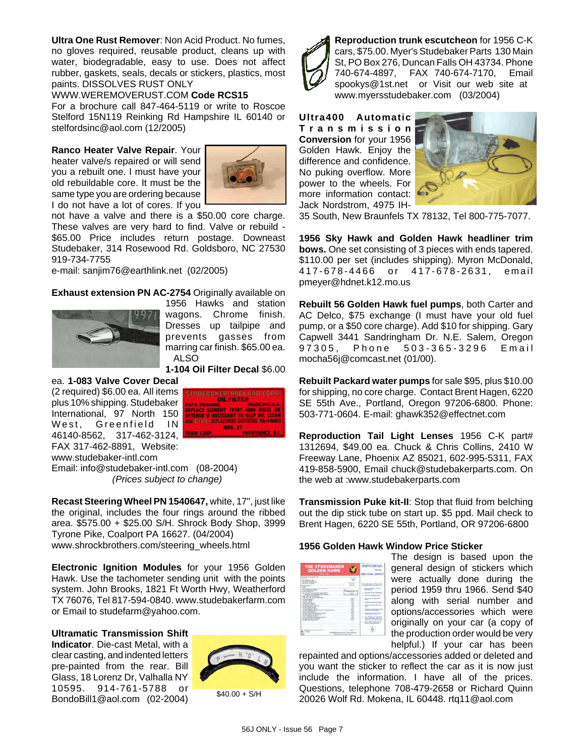**Ultra One Rust Remover**: Non Acid Product. No fumes, no gloves required, reusable product, cleans up with water, biodegradable, easy to use. Does not affect rubber, gaskets, seals, decals or stickers, plastics, most paints. DISSOLVES RUST ONLY
WWW.WEREMOVERUST.COM **Code RCS15**
For a brochure call 847-464-5119 or write to Roscoe Stelford 15N119 Reinking Rd Hampshire IL 60140 or stelfordsinc@aol.com (12/2005)

**Ranco Heater Valve Repair**. Your heater valve/s repaired or will send you a rebuilt one. I must have your old rebuildable core. It must be the same type you are ordering because I do not have a lot of cores. If you not have a valve and there is a $50.00 core charge. These valves are very hard to find. Valve or rebuild - $65.00 Price includes return postage. Downeast Studebaker, 314 Rosewood Rd. Goldsboro, NC 27530 919-734-7755
e-mail: sanjim76@earthlink.net (02/2005)

**Exhaust extension PN AC-2754** Originally available on 1956 Hawks and station wagons. Chrome finish. Dresses up tailpipe and prevents gasses from marring car finish. $65.00 ea. ALSO
**1-104 Oil Filter Decal** $6.00 ea. **1-083 Valve Cover Decal** (2 required) $6.00 ea. All items plus 10% shipping. Studebaker International, 97 North 150 West, Greenfield IN 46140-8562, 317-462-3124, FAX 317-462-8891, Website: www.studebaker-intl.com
Email: info@studebaker-intl.com (08-2004)
*(Prices subject to change)*

**Recast Steering Wheel PN 1540647,** white, 17", just like the original, includes the four rings around the ribbed area. $575.00 + $25.00 S/H. Shrock Body Shop, 3999 Tyrone Pike, Coalport PA 16627. (04/2004)
www.shrockbrothers.com/steering_wheels.html

**Electronic Ignition Modules** for your 1956 Golden Hawk. Use the tachometer sending unit with the points system. John Brooks, 1821 Ft Worth Hwy, Weatherford TX 76076, Tel 817-594-0840. www.studebakerfarm.com or Email to studefarm@yahoo.com.

**Ultramatic Transmission Shift Indicator**. Die-cast Metal, with a clear casting, and indented letters pre-painted from the rear. Bill Glass, 18 Lorenz Dr, Valhalla NY 10595. 914-761-5788 or BondoBill1@aol.com (02-2004)

$40.00 + S/H

**Reproduction trunk escutcheon** for 1956 C-K cars, $75.00. Myer's Studebaker Parts 130 Main St, PO Box 276, Duncan Falls OH 43734. Phone 740-674-4897, FAX 740-674-7170, Email spookys@1st.net or Visit our web site at www.myersstudebaker.com (03/2004)

**Ultra400 Automatic Transmission Conversion** for your 1956 Golden Hawk. Enjoy the difference and confidence. No puking overflow. More power to the wheels. For more information contact: Jack Nordstrom, 4975 IH-35 South, New Braunfels TX 78132, Tel 800-775-7077.

**1956 Sky Hawk and Golden Hawk headliner trim bows.** One set consisting of 3 pieces with ends tapered. $110.00 per set (includes shipping). Myron McDonald, 417-678-4466 or 417-678-2631, email pmeyer@hdnet.k12.mo.us

**Rebuilt 56 Golden Hawk fuel pumps**, both Carter and AC Delco, $75 exchange (I must have your old fuel pump, or a $50 core charge). Add $10 for shipping. Gary Capwell 3441 Sandringham Dr. N.E. Salem, Oregon 97305, Phone 503-365-3296 Email mocha56j@comcast.net (01/00).

**Rebuilt Packard water pumps** for sale $95, plus $10.00 for shipping, no core charge. Contact Brent Hagen, 6220 SE 55th Ave., Portland, Oregon 97206-6800. Phone: 503-771-0604. E-mail: ghawk352@effectnet.com

**Reproduction Tail Light Lenses** 1956 C-K part# 1312694, $49.00 ea. Chuck & Chris Collins, 2410 W Freeway Lane, Phoenix AZ 85021, 602-995-5311, FAX 419-858-5900, Email chuck@studebakerparts.com. On the web at :www.studebakerparts.com

**Transmission Puke kit-II**: Stop that fluid from belching out the dip stick tube on start up. $5 ppd. Mail check to Brent Hagen, 6220 SE 55th, Portland, OR 97206-6800

**1956 Golden Hawk Window Price Sticker**
The design is based upon the general design of stickers which were actually done during the period 1959 thru 1966. Send $40 along with serial number and options/accessories which were originally on your car (a copy of the production order would be very helpful.) If your car has been repainted and options/accessories added or deleted and you want the sticker to reflect the car as it is now just include the information. I have all of the prices. Questions, telephone 708-479-2658 or Richard Quinn 20026 Wolf Rd. Mokena, IL 60448. rtq11@aol.com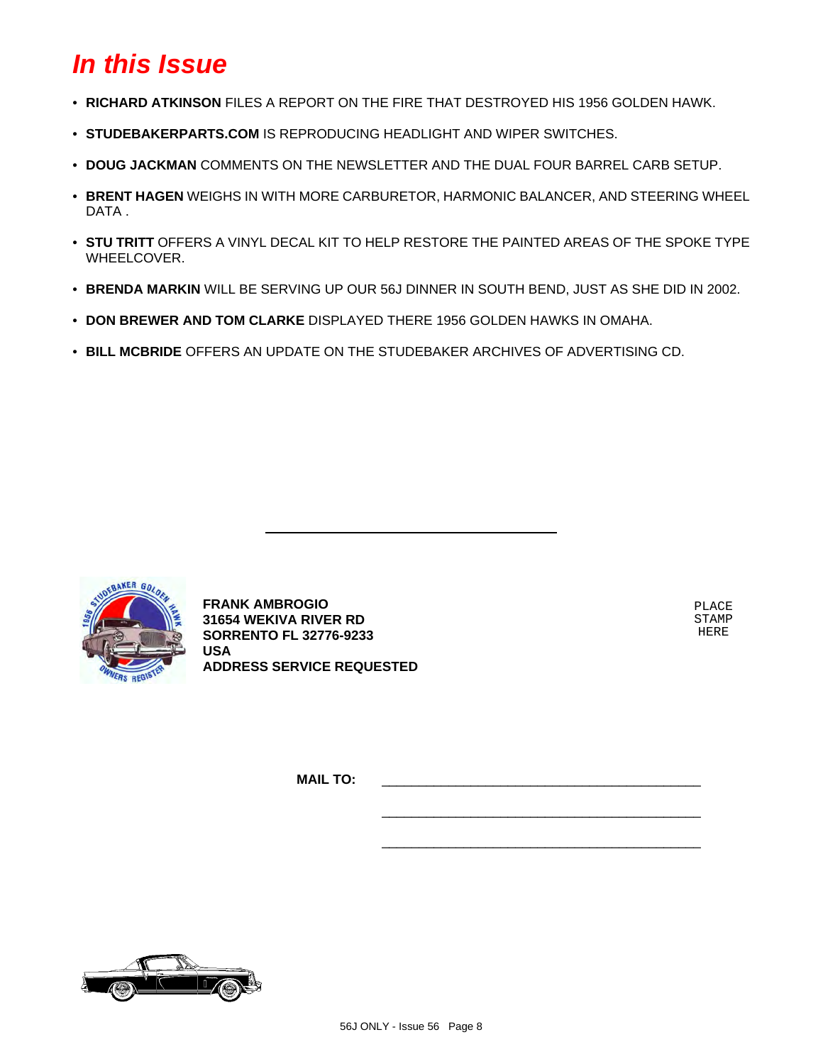# In this Issue

- **RICHARD ATKINSON** FILES A REPORT ON THE FIRE THAT DESTROYED HIS 1956 GOLDEN HAWK.
- **STUDEBAKERPARTS.COM** IS REPRODUCING HEADLIGHT AND WIPER SWITCHES.
- **DOUG JACKMAN** COMMENTS ON THE NEWSLETTER AND THE DUAL FOUR BARREL CARB SETUP.
- **BRENT HAGEN** WEIGHS IN WITH MORE CARBURETOR, HARMONIC BALANCER, AND STEERING WHEEL DATA .
- **STU TRITT** OFFERS A VINYL DECAL KIT TO HELP RESTORE THE PAINTED AREAS OF THE SPOKE TYPE WHEELCOVER.
- **BRENDA MARKIN** WILL BE SERVING UP OUR 56J DINNER IN SOUTH BEND, JUST AS SHE DID IN 2002.
- **DON BREWER AND TOM CLARKE** DISPLAYED THERE 1956 GOLDEN HAWKS IN OMAHA.
- **BILL MCBRIDE** OFFERS AN UPDATE ON THE STUDEBAKER ARCHIVES OF ADVERTISING CD.

---

**FRANK AMBROGIO**
**31654 WEKIVA RIVER RD**
**SORRENTO FL 32776-9233**
**USA**
**ADDRESS SERVICE REQUESTED**

PLACE
STAMP
HERE

**MAIL TO:** ____________________________________________

____________________________________________

____________________________________________